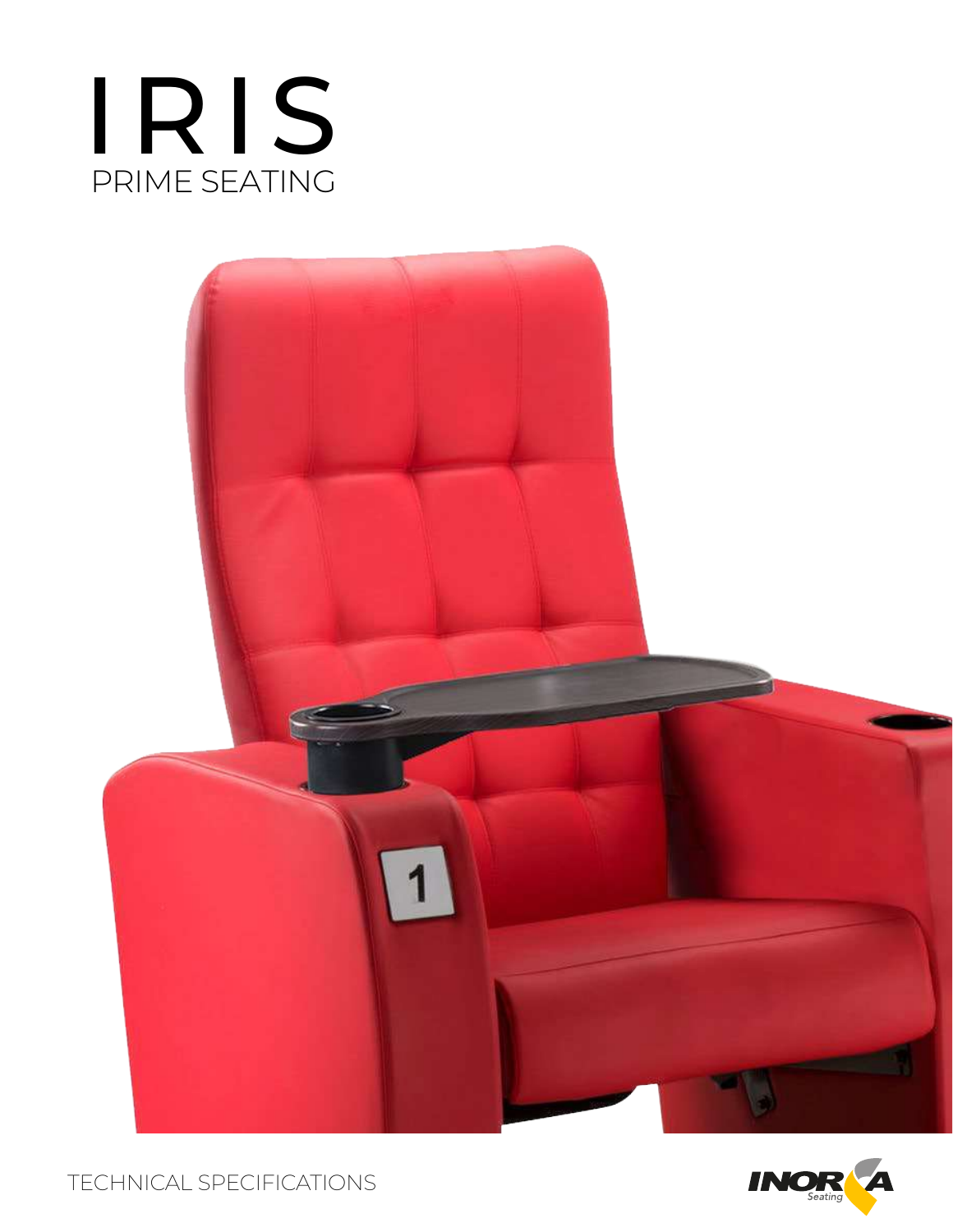# IRIS

## PRIME SEATING

TECHNICAL SPECIFICATIONS

INORCA Seating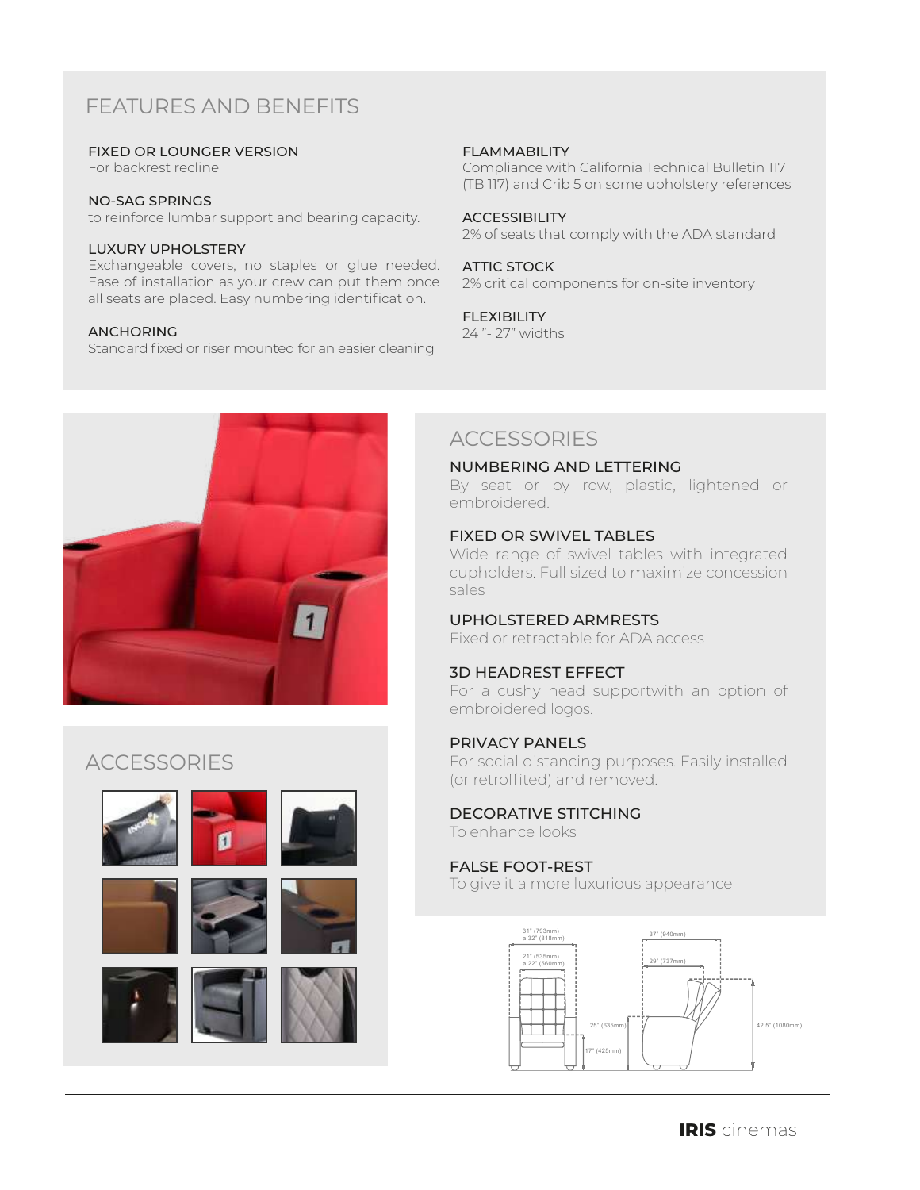## FEATURES AND BENEFITS

**FIXED OR LOUNGER VERSION**
For backrest recline

**NO-SAG SPRINGS**
to reinforce lumbar support and bearing capacity.

**LUXURY UPHOLSTERY**
Exchangeable covers, no staples or glue needed. Ease of installation as your crew can put them once all seats are placed. Easy numbering identification.

**ANCHORING**
Standard fixed or riser mounted for an easier cleaning

**FLAMMABILITY**
Compliance with California Technical Bulletin 117 (TB 117) and Crib 5 on some upholstery references

**ACCESSIBILITY**
2% of seats that comply with the ADA standard

**ATTIC STOCK**
2% critical components for on-site inventory

**FLEXIBILITY**
24 ”- 27” widths

## ACCESSORIES

## ACCESSORIES

**NUMBERING AND LETTERING**
By seat or by row, plastic, lightened or embroidered.

**FIXED OR SWIVEL TABLES**
Wide range of swivel tables with integrated cupholders. Full sized to maximize concession sales

**UPHOLSTERED ARMRESTS**
Fixed or retractable for ADA access

**3D HEADREST EFFECT**
For a cushy head supportwith an option of embroidered logos.

**PRIVACY PANELS**
For social distancing purposes. Easily installed (or retroffited) and removed.

**DECORATIVE STITCHING**
To enhance looks

**FALSE FOOT-REST**
To give it a more luxurious appearance

31" (793mm) a 32" (818mm)
21" (535mm) a 22" (560mm)
25" (635mm)
17" (425mm)
37" (940mm)
29" (737mm)
42.5" (1080mm)

**IRIS** cinemas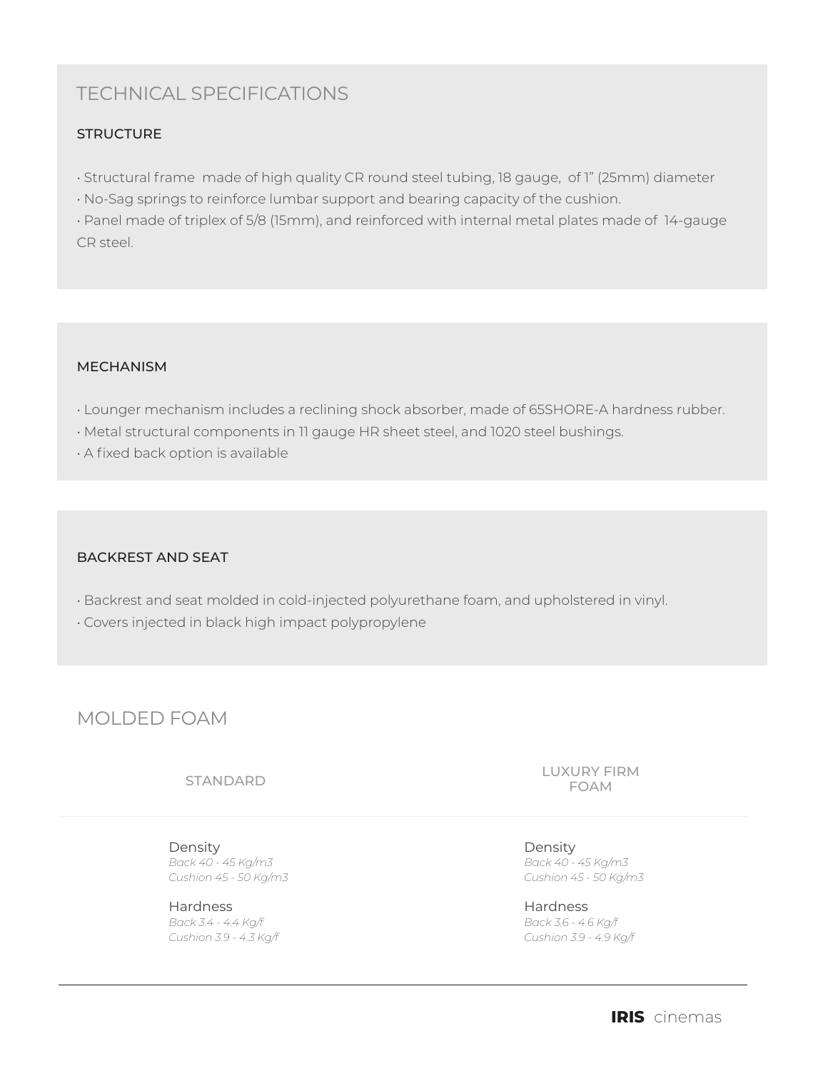# TECHNICAL SPECIFICATIONS

### STRUCTURE

- Structural frame made of high quality CR round steel tubing, 18 gauge, of 1" (25mm) diameter
- No-Sag springs to reinforce lumbar support and bearing capacity of the cushion.
- Panel made of triplex of 5/8 (15mm), and reinforced with internal metal plates made of 14-gauge CR steel.

### MECHANISM

- Lounger mechanism includes a reclining shock absorber, made of 65SHORE-A hardness rubber.
- Metal structural components in 11 gauge HR sheet steel, and 1020 steel bushings.
- A fixed back option is available

### BACKREST AND SEAT

- Backrest and seat molded in cold-injected polyurethane foam, and upholstered in vinyl.
- Covers injected in black high impact polypropylene

# MOLDED FOAM

| STANDARD | LUXURY FIRM FOAM |
|---|---|
| Density<br>*Back 40 - 45 Kg/m3*<br>*Cushion 45 - 50 Kg/m3* | Density<br>*Back 40 - 45 Kg/m3*<br>*Cushion 45 - 50 Kg/m3* |
| Hardness<br>*Back 3.4 - 4.4 Kg/f*<br>*Cushion 3.9 - 4.3 Kg/f* | Hardness<br>*Back 3.6 - 4.6 Kg/f*<br>*Cushion 3.9 - 4.9 Kg/f* |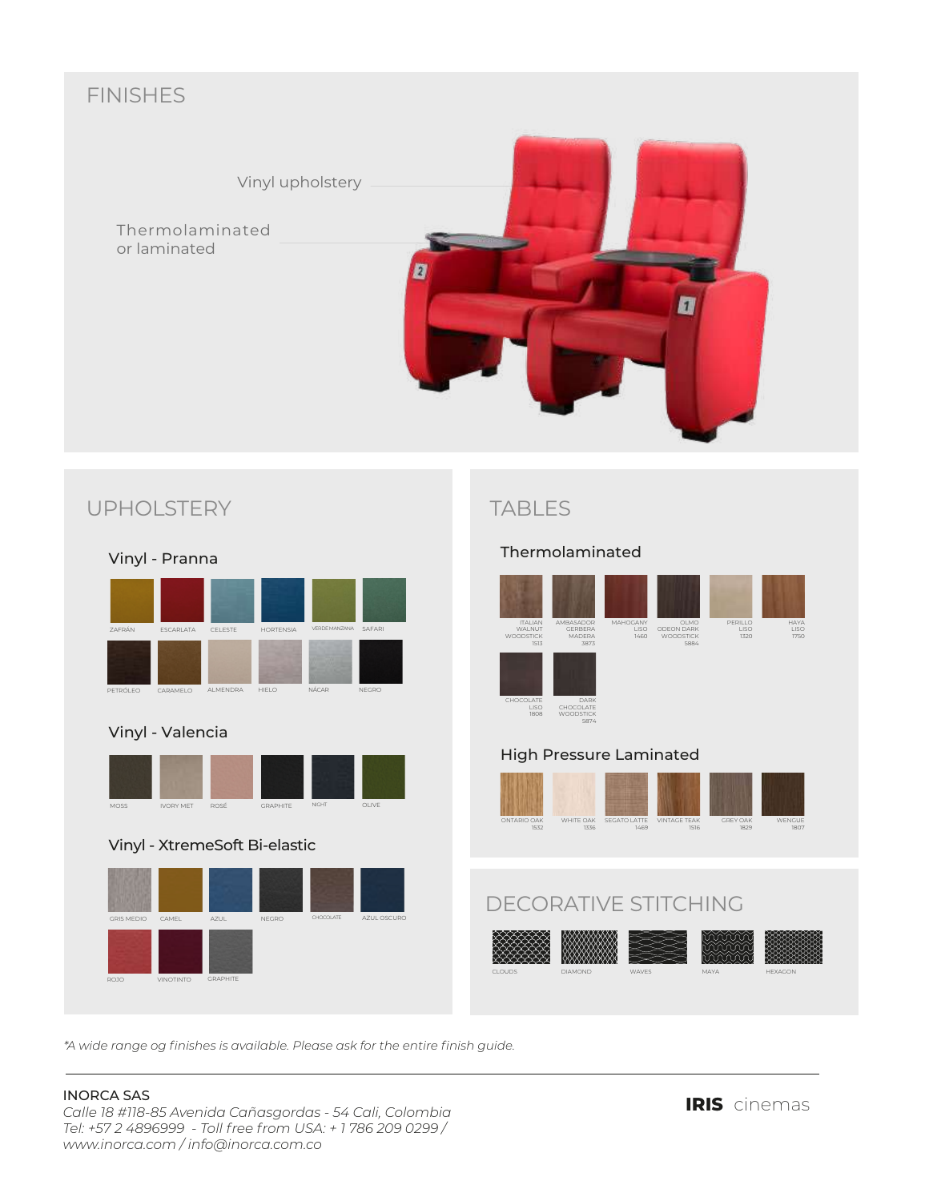## FINISHES

Vinyl upholstery

Thermolaminated or laminated

## UPHOLSTERY

### Vinyl - Pranna

ZAFRÁN, ESCARLATA, CELESTE, HORTENSIA, VERDE MANZANA, SAFARI

PETRÓLEO, CARAMELO, ALMENDRA, HIELO, NÁCAR, NEGRO

### Vinyl - Valencia

MOSS, IVORY MET, ROSÉ, GRAPHITE, NIGHT, OLIVE

### Vinyl - XtremeSoft Bi-elastic

GRIS MEDIO, CAMEL, AZUL, NEGRO, CHOCOLATE, AZUL OSCURO

ROJO, VINOTINTO, GRAPHITE

## TABLES

### Thermolaminated

ITALIAN WALNUT WOODSTICK 1513, AMBASADOR CERBERA MADERA 3873, MAHOGANY LISO 1460, OLMO ODEON DARK WOODSTICK 5884, PERILLO LISO 1320, HAYA LISO 1750

CHOCOLATE LISO 1808, DARK CHOCOLATE WOODSTICK 5874

### High Pressure Laminated

ONTARIO OAK 1532, WHITE OAK 1336, SEGATO LATTE 1469, VINTAGE TEAK 1516, GREY OAK 1829, WENGUE 1807

## DECORATIVE STITCHING

CLOUDS, DIAMOND, WAVES, MAYA, HEXAGON

*\*A wide range og finishes is available. Please ask for the entire finish guide.*

INORCA SAS
*Calle 18 #118-85 Avenida Cañasgordas - 54 Cali, Colombia*
*Tel: +57 2 4896999 - Toll free from USA: + 1 786 209 0299 /*
*www.inorca.com / info@inorca.com.co*

**IRIS** cinemas